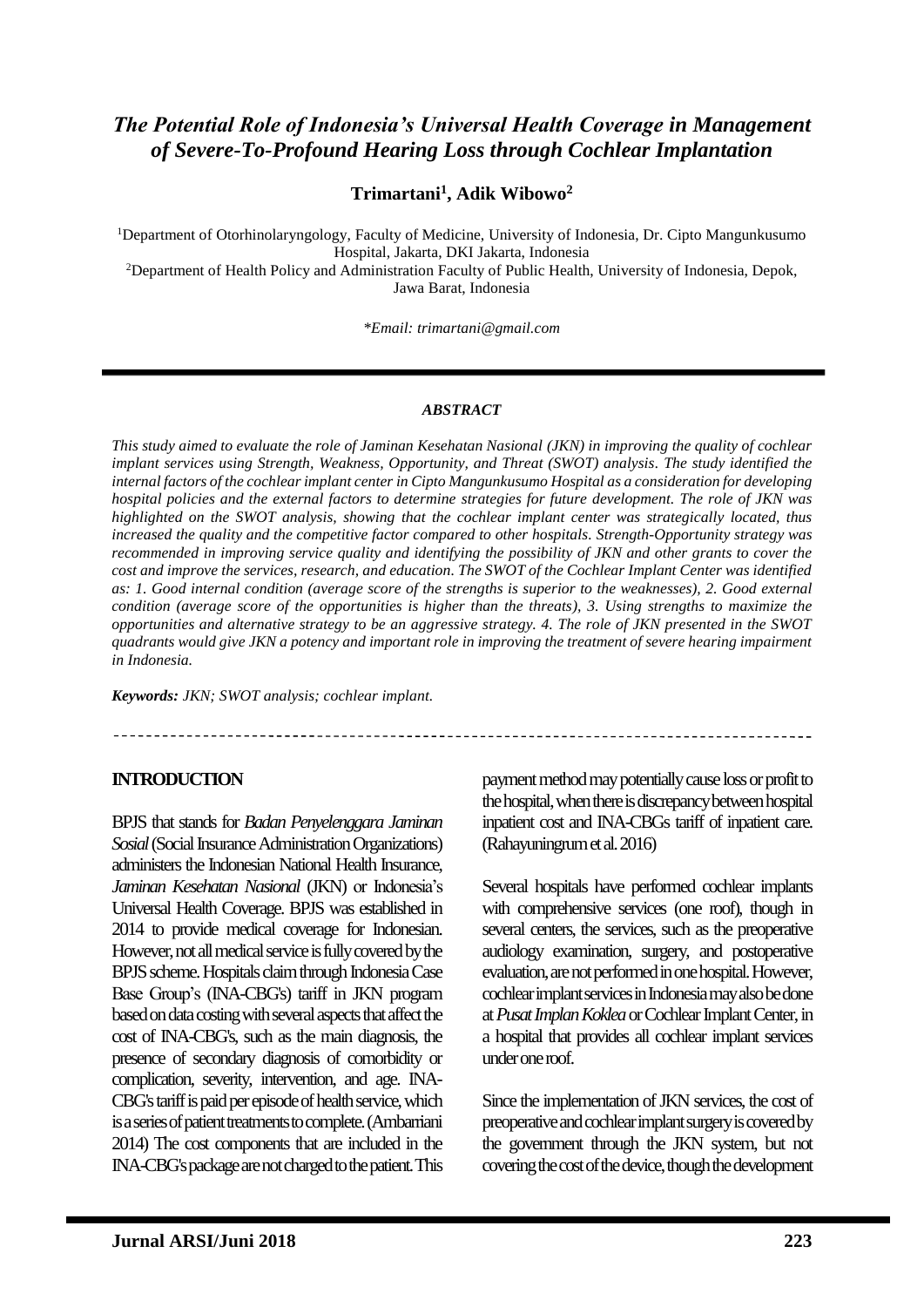# *The Potential Role of Indonesia's Universal Health Coverage in Management of Severe-To-Profound Hearing Loss through Cochlear Implantation*

**Trimartani[1], Adik Wibowo[2]**

[1]Department of Otorhinolaryngology, Faculty of Medicine, University of Indonesia, Dr. Cipto Mangunkusumo Hospital, Jakarta, DKI Jakarta, Indonesia
[2]Department of Health Policy and Administration Faculty of Public Health, University of Indonesia, Depok, Jawa Barat, Indonesia

*\*Email: trimartani@gmail.com*

***ABSTRACT***

*This study aimed to evaluate the role of Jaminan Kesehatan Nasional (JKN) in improving the quality of cochlear implant services using Strength, Weakness, Opportunity, and Threat (SWOT) analysis. The study identified the internal factors of the cochlear implant center in Cipto Mangunkusumo Hospital as a consideration for developing hospital policies and the external factors to determine strategies for future development. The role of JKN was highlighted on the SWOT analysis, showing that the cochlear implant center was strategically located, thus increased the quality and the competitive factor compared to other hospitals. Strength-Opportunity strategy was recommended in improving service quality and identifying the possibility of JKN and other grants to cover the cost and improve the services, research, and education. The SWOT of the Cochlear Implant Center was identified as: 1. Good internal condition (average score of the strengths is superior to the weaknesses), 2. Good external condition (average score of the opportunities is higher than the threats), 3. Using strengths to maximize the opportunities and alternative strategy to be an aggressive strategy. 4. The role of JKN presented in the SWOT quadrants would give JKN a potency and important role in improving the treatment of severe hearing impairment in Indonesia.*

***Keywords:** JKN; SWOT analysis; cochlear implant.*

## INTRODUCTION

BPJS that stands for *Badan Penyelenggara Jaminan Sosial* (Social Insurance Administration Organizations) administers the Indonesian National Health Insurance, *Jaminan Kesehatan Nasional* (JKN) or Indonesia's Universal Health Coverage. BPJS was established in 2014 to provide medical coverage for Indonesian. However, not all medical service is fully covered by the BPJS scheme. Hospitals claim through Indonesia Case Base Group's (INA-CBG's) tariff in JKN program based on data costing with several aspects that affect the cost of INA-CBG's, such as the main diagnosis, the presence of secondary diagnosis of comorbidity or complication, severity, intervention, and age. INA-CBG's tariff is paid per episode of health service, which is a series of patient treatments to complete. (Ambarriani 2014) The cost components that are included in the INA-CBG's package are not charged to the patient. This payment method may potentially cause loss or profit to the hospital, when there is discrepancy between hospital inpatient cost and INA-CBGs tariff of inpatient care. (Rahayuningrum et al. 2016)

Several hospitals have performed cochlear implants with comprehensive services (one roof), though in several centers, the services, such as the preoperative audiology examination, surgery, and postoperative evaluation, are not performed in one hospital. However, cochlear implant services in Indonesia may also be done at *Pusat Implan Koklea* or Cochlear Implant Center, in a hospital that provides all cochlear implant services under one roof.

Since the implementation of JKN services, the cost of preoperative and cochlear implant surgery is covered by the government through the JKN system, but not covering the cost of the device, though the development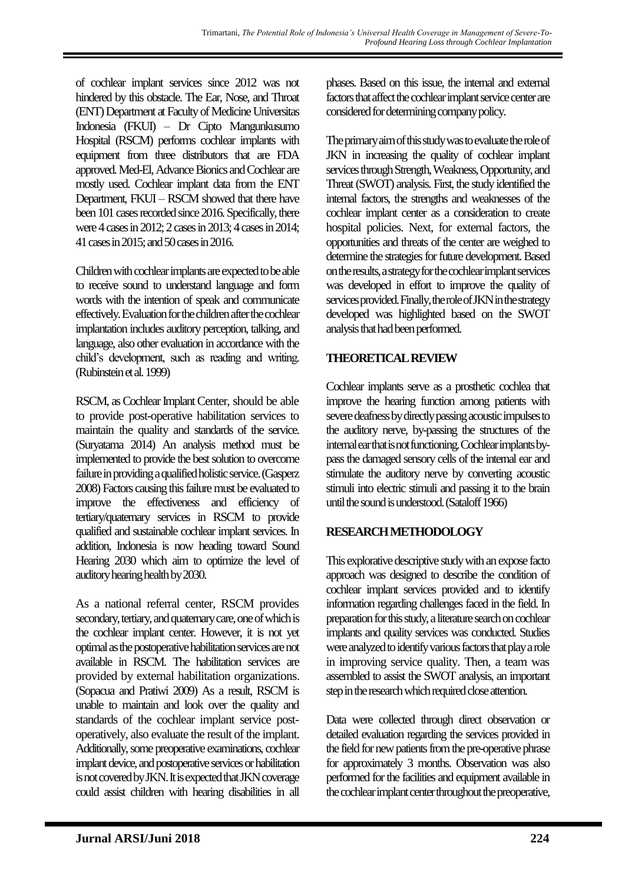of cochlear implant services since 2012 was not hindered by this obstacle. The Ear, Nose, and Throat (ENT) Department at Faculty of Medicine Universitas Indonesia (FKUI) – Dr Cipto Mangunkusumo Hospital (RSCM) performs cochlear implants with equipment from three distributors that are FDA approved. Med-El, Advance Bionics and Cochlear are mostly used. Cochlear implant data from the ENT Department, FKUI – RSCM showed that there have been 101 cases recorded since 2016. Specifically, there were 4 cases in 2012; 2 cases in 2013; 4 cases in 2014; 41 cases in 2015; and 50 cases in 2016.

Children with cochlear implants are expected to be able to receive sound to understand language and form words with the intention of speak and communicate effectively. Evaluation for the children after the cochlear implantation includes auditory perception, talking, and language, also other evaluation in accordance with the child's development, such as reading and writing. (Rubinstein et al. 1999)

RSCM, as Cochlear Implant Center, should be able to provide post-operative habilitation services to maintain the quality and standards of the service. (Suryatama 2014) An analysis method must be implemented to provide the best solution to overcome failure in providing a qualified holistic service. (Gasperz 2008) Factors causing this failure must be evaluated to improve the effectiveness and efficiency of tertiary/quaternary services in RSCM to provide qualified and sustainable cochlear implant services. In addition, Indonesia is now heading toward Sound Hearing 2030 which aim to optimize the level of auditory hearing health by 2030.

As a national referral center, RSCM provides secondary, tertiary, and quaternary care, one of which is the cochlear implant center. However, it is not yet optimal as the postoperative habilitation services are not available in RSCM. The habilitation services are provided by external habilitation organizations. (Sopacua and Pratiwi 2009) As a result, RSCM is unable to maintain and look over the quality and standards of the cochlear implant service post-operatively, also evaluate the result of the implant. Additionally, some preoperative examinations, cochlear implant device, and postoperative services or habilitation is not covered by JKN. It is expected that JKN coverage could assist children with hearing disabilities in all phases. Based on this issue, the internal and external factors that affect the cochlear implant service center are considered for determining company policy.

The primary aim of this study was to evaluate the role of JKN in increasing the quality of cochlear implant services through Strength, Weakness, Opportunity, and Threat (SWOT) analysis. First, the study identified the internal factors, the strengths and weaknesses of the cochlear implant center as a consideration to create hospital policies. Next, for external factors, the opportunities and threats of the center are weighed to determine the strategies for future development. Based on the results, a strategy for the cochlear implant services was developed in effort to improve the quality of services provided. Finally, the role of JKN in the strategy developed was highlighted based on the SWOT analysis that had been performed.

## THEORETICAL REVIEW

Cochlear implants serve as a prosthetic cochlea that improve the hearing function among patients with severe deafness by directly passing acoustic impulses to the auditory nerve, by-passing the structures of the internal ear that is not functioning. Cochlear implants by-pass the damaged sensory cells of the internal ear and stimulate the auditory nerve by converting acoustic stimuli into electric stimuli and passing it to the brain until the sound is understood. (Sataloff 1966)

## RESEARCH METHODOLOGY

This explorative descriptive study with an expose facto approach was designed to describe the condition of cochlear implant services provided and to identify information regarding challenges faced in the field. In preparation for this study, a literature search on cochlear implants and quality services was conducted. Studies were analyzed to identify various factors that play a role in improving service quality. Then, a team was assembled to assist the SWOT analysis, an important step in the research which required close attention.

Data were collected through direct observation or detailed evaluation regarding the services provided in the field for new patients from the pre-operative phrase for approximately 3 months. Observation was also performed for the facilities and equipment available in the cochlear implant center throughout the preoperative,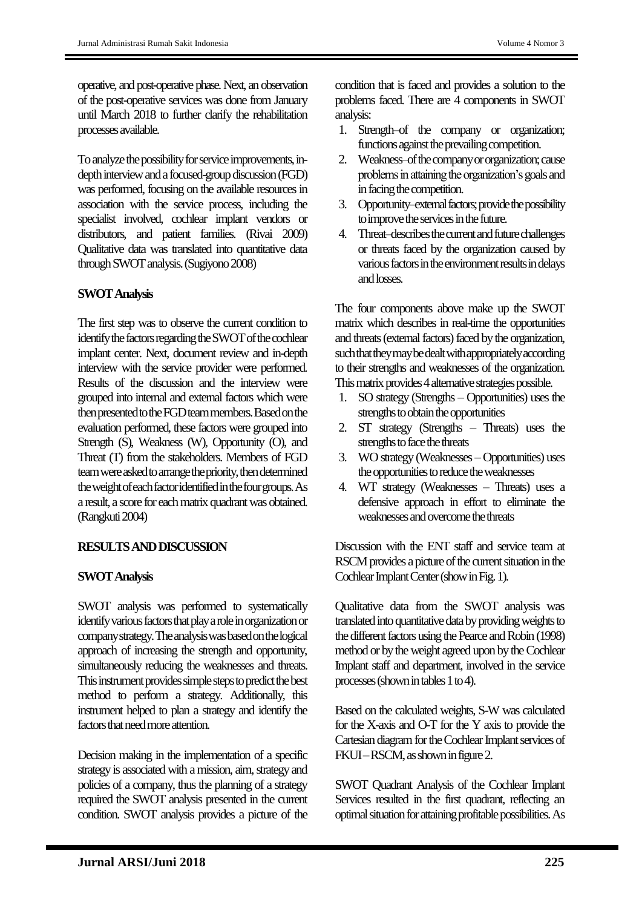operative, and post-operative phase. Next, an observation of the post-operative services was done from January until March 2018 to further clarify the rehabilitation processes available.

To analyze the possibility for service improvements, in-depth interview and a focused-group discussion (FGD) was performed, focusing on the available resources in association with the service process, including the specialist involved, cochlear implant vendors or distributors, and patient families. (Rivai 2009) Qualitative data was translated into quantitative data through SWOT analysis. (Sugiyono 2008)

**SWOT Analysis**

The first step was to observe the current condition to identify the factors regarding the SWOT of the cochlear implant center. Next, document review and in-depth interview with the service provider were performed. Results of the discussion and the interview were grouped into internal and external factors which were then presented to the FGD team members. Based on the evaluation performed, these factors were grouped into Strength (S), Weakness (W), Opportunity (O), and Threat (T) from the stakeholders. Members of FGD team were asked to arrange the priority, then determined the weight of each factor identified in the four groups. As a result, a score for each matrix quadrant was obtained. (Rangkuti 2004)

## RESULTS AND DISCUSSION

**SWOT Analysis**

SWOT analysis was performed to systematically identify various factors that play a role in organization or company strategy. The analysis was based on the logical approach of increasing the strength and opportunity, simultaneously reducing the weaknesses and threats. This instrument provides simple steps to predict the best method to perform a strategy. Additionally, this instrument helped to plan a strategy and identify the factors that need more attention.

Decision making in the implementation of a specific strategy is associated with a mission, aim, strategy and policies of a company, thus the planning of a strategy required the SWOT analysis presented in the current condition. SWOT analysis provides a picture of the condition that is faced and provides a solution to the problems faced. There are 4 components in SWOT analysis:

1. Strength–of the company or organization; functions against the prevailing competition.
2. Weakness–of the company or organization; cause problems in attaining the organization's goals and in facing the competition.
3. Opportunity–external factors; provide the possibility to improve the services in the future.
4. Threat–describes the current and future challenges or threats faced by the organization caused by various factors in the environment results in delays and losses.

The four components above make up the SWOT matrix which describes in real-time the opportunities and threats (external factors) faced by the organization, such that they may be dealt with appropriately according to their strengths and weaknesses of the organization. This matrix provides 4 alternative strategies possible.

1. SO strategy (Strengths – Opportunities) uses the strengths to obtain the opportunities
2. ST strategy (Strengths – Threats) uses the strengths to face the threats
3. WO strategy (Weaknesses – Opportunities) uses the opportunities to reduce the weaknesses
4. WT strategy (Weaknesses – Threats) uses a defensive approach in effort to eliminate the weaknesses and overcome the threats

Discussion with the ENT staff and service team at RSCM provides a picture of the current situation in the Cochlear Implant Center (show in Fig. 1).

Qualitative data from the SWOT analysis was translated into quantitative data by providing weights to the different factors using the Pearce and Robin (1998) method or by the weight agreed upon by the Cochlear Implant staff and department, involved in the service processes (shown in tables 1 to 4).

Based on the calculated weights, S-W was calculated for the X-axis and O-T for the Y axis to provide the Cartesian diagram for the Cochlear Implant services of FKUI – RSCM, as shown in figure 2.

SWOT Quadrant Analysis of the Cochlear Implant Services resulted in the first quadrant, reflecting an optimal situation for attaining profitable possibilities. As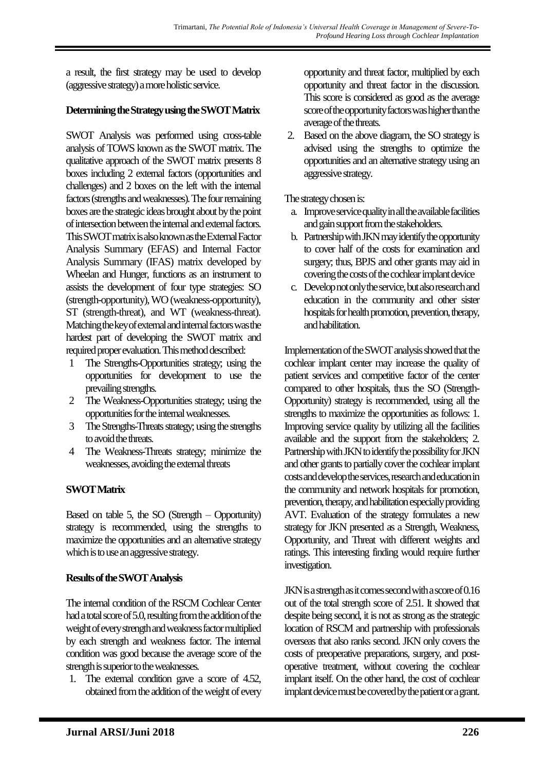a result, the first strategy may be used to develop (aggressive strategy) a more holistic service.

**Determining the Strategy using the SWOT Matrix**

SWOT Analysis was performed using cross-table analysis of TOWS known as the SWOT matrix. The qualitative approach of the SWOT matrix presents 8 boxes including 2 external factors (opportunities and challenges) and 2 boxes on the left with the internal factors (strengths and weaknesses). The four remaining boxes are the strategic ideas brought about by the point of intersection between the internal and external factors. This SWOT matrix is also known as the External Factor Analysis Summary (EFAS) and Internal Factor Analysis Summary (IFAS) matrix developed by Wheelan and Hunger, functions as an instrument to assists the development of four type strategies: SO (strength-opportunity), WO (weakness-opportunity), ST (strength-threat), and WT (weakness-threat). Matching the key of external and internal factors was the hardest part of developing the SWOT matrix and required proper evaluation. This method described:

1 The Strengths-Opportunities strategy; using the opportunities for development to use the prevailing strengths.
2 The Weakness-Opportunities strategy; using the opportunities for the internal weaknesses.
3 The Strengths-Threats strategy; using the strengths to avoid the threats.
4 The Weakness-Threats strategy; minimize the weaknesses, avoiding the external threats

**SWOT Matrix**

Based on table 5, the SO (Strength – Opportunity) strategy is recommended, using the strengths to maximize the opportunities and an alternative strategy which is to use an aggressive strategy.

**Results of the SWOT Analysis**

The internal condition of the RSCM Cochlear Center had a total score of 5.0, resulting from the addition of the weight of every strength and weakness factor multiplied by each strength and weakness factor. The internal condition was good because the average score of the strength is superior to the weaknesses.

1. The external condition gave a score of 4.52, obtained from the addition of the weight of every opportunity and threat factor, multiplied by each opportunity and threat factor in the discussion. This score is considered as good as the average score of the opportunity factors was higher than the average of the threats.
2. Based on the above diagram, the SO strategy is advised using the strengths to optimize the opportunities and an alternative strategy using an aggressive strategy.

The strategy chosen is:

a. Improve service quality in all the available facilities and gain support from the stakeholders.
b. Partnership with JKN may identify the opportunity to cover half of the costs for examination and surgery; thus, BPJS and other grants may aid in covering the costs of the cochlear implant device
c. Develop not only the service, but also research and education in the community and other sister hospitals for health promotion, prevention, therapy, and habilitation.

Implementation of the SWOT analysis showed that the cochlear implant center may increase the quality of patient services and competitive factor of the center compared to other hospitals, thus the SO (Strength-Opportunity) strategy is recommended, using all the strengths to maximize the opportunities as follows: 1. Improving service quality by utilizing all the facilities available and the support from the stakeholders; 2. Partnership with JKN to identify the possibility for JKN and other grants to partially cover the cochlear implant costs and develop the services, research and education in the community and network hospitals for promotion, prevention, therapy, and habilitation especially providing AVT. Evaluation of the strategy formulates a new strategy for JKN presented as a Strength, Weakness, Opportunity, and Threat with different weights and ratings. This interesting finding would require further investigation.

JKN is a strength as it comes second with a score of 0.16 out of the total strength score of 2.51. It showed that despite being second, it is not as strong as the strategic location of RSCM and partnership with professionals overseas that also ranks second. JKN only covers the costs of preoperative preparations, surgery, and post-operative treatment, without covering the cochlear implant itself. On the other hand, the cost of cochlear implant device must be covered by the patient or a grant.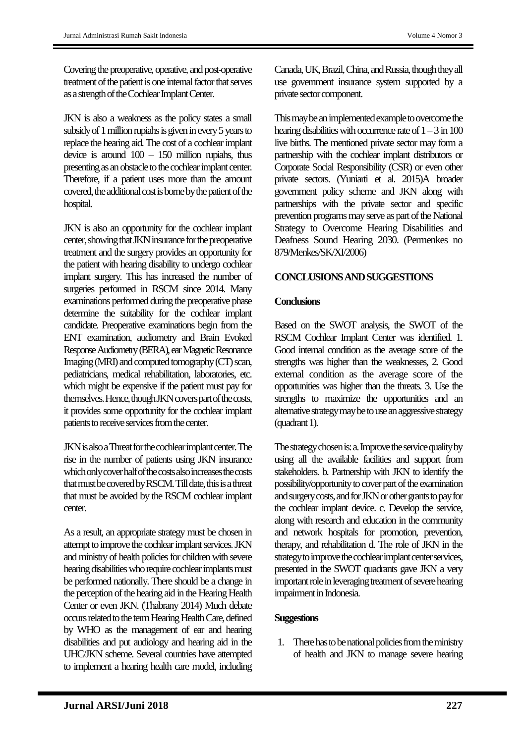Covering the preoperative, operative, and post-operative treatment of the patient is one internal factor that serves as a strength of the Cochlear Implant Center.

JKN is also a weakness as the policy states a small subsidy of 1 million rupiahs is given in every 5 years to replace the hearing aid. The cost of a cochlear implant device is around 100 – 150 million rupiahs, thus presenting as an obstacle to the cochlear implant center. Therefore, if a patient uses more than the amount covered, the additional cost is borne by the patient of the hospital.

JKN is also an opportunity for the cochlear implant center, showing that JKN insurance for the preoperative treatment and the surgery provides an opportunity for the patient with hearing disability to undergo cochlear implant surgery. This has increased the number of surgeries performed in RSCM since 2014. Many examinations performed during the preoperative phase determine the suitability for the cochlear implant candidate. Preoperative examinations begin from the ENT examination, audiometry and Brain Evoked Response Audiometry (BERA), ear Magnetic Resonance Imaging (MRI) and computed tomography (CT) scan, pediatricians, medical rehabilitation, laboratories, etc. which might be expensive if the patient must pay for themselves. Hence, though JKN covers part of the costs, it provides some opportunity for the cochlear implant patients to receive services from the center.

JKN is also a Threat for the cochlear implant center. The rise in the number of patients using JKN insurance which only cover half of the costs also increases the costs that must be covered by RSCM. Till date, this is a threat that must be avoided by the RSCM cochlear implant center.

As a result, an appropriate strategy must be chosen in attempt to improve the cochlear implant services. JKN and ministry of health policies for children with severe hearing disabilities who require cochlear implants must be performed nationally. There should be a change in the perception of the hearing aid in the Hearing Health Center or even JKN. (Thabrany 2014) Much debate occurs related to the term Hearing Health Care, defined by WHO as the management of ear and hearing disabilities and put audiology and hearing aid in the UHC/JKN scheme. Several countries have attempted to implement a hearing health care model, including Canada, UK, Brazil, China, and Russia, though they all use government insurance system supported by a private sector component.

This may be an implemented example to overcome the hearing disabilities with occurrence rate of 1 – 3 in 100 live births. The mentioned private sector may form a partnership with the cochlear implant distributors or Corporate Social Responsibility (CSR) or even other private sectors. (Yuniarti et al. 2015)A broader government policy scheme and JKN along with partnerships with the private sector and specific prevention programs may serve as part of the National Strategy to Overcome Hearing Disabilities and Deafness Sound Hearing 2030. (Permenkes no 879/Menkes/SK/XI/2006)

## CONCLUSIONS AND SUGGESTIONS

### Conclusions

Based on the SWOT analysis, the SWOT of the RSCM Cochlear Implant Center was identified. 1. Good internal condition as the average score of the strengths was higher than the weaknesses, 2. Good external condition as the average score of the opportunities was higher than the threats. 3. Use the strengths to maximize the opportunities and an alternative strategy may be to use an aggressive strategy (quadrant 1).

The strategy chosen is: a. Improve the service quality by using all the available facilities and support from stakeholders. b. Partnership with JKN to identify the possibility/opportunity to cover part of the examination and surgery costs, and for JKN or other grants to pay for the cochlear implant device. c. Develop the service, along with research and education in the community and network hospitals for promotion, prevention, therapy, and rehabilitation d. The role of JKN in the strategy to improve the cochlear implant center services, presented in the SWOT quadrants gave JKN a very important role in leveraging treatment of severe hearing impairment in Indonesia.

### Suggestions

1. There has to be national policies from the ministry of health and JKN to manage severe hearing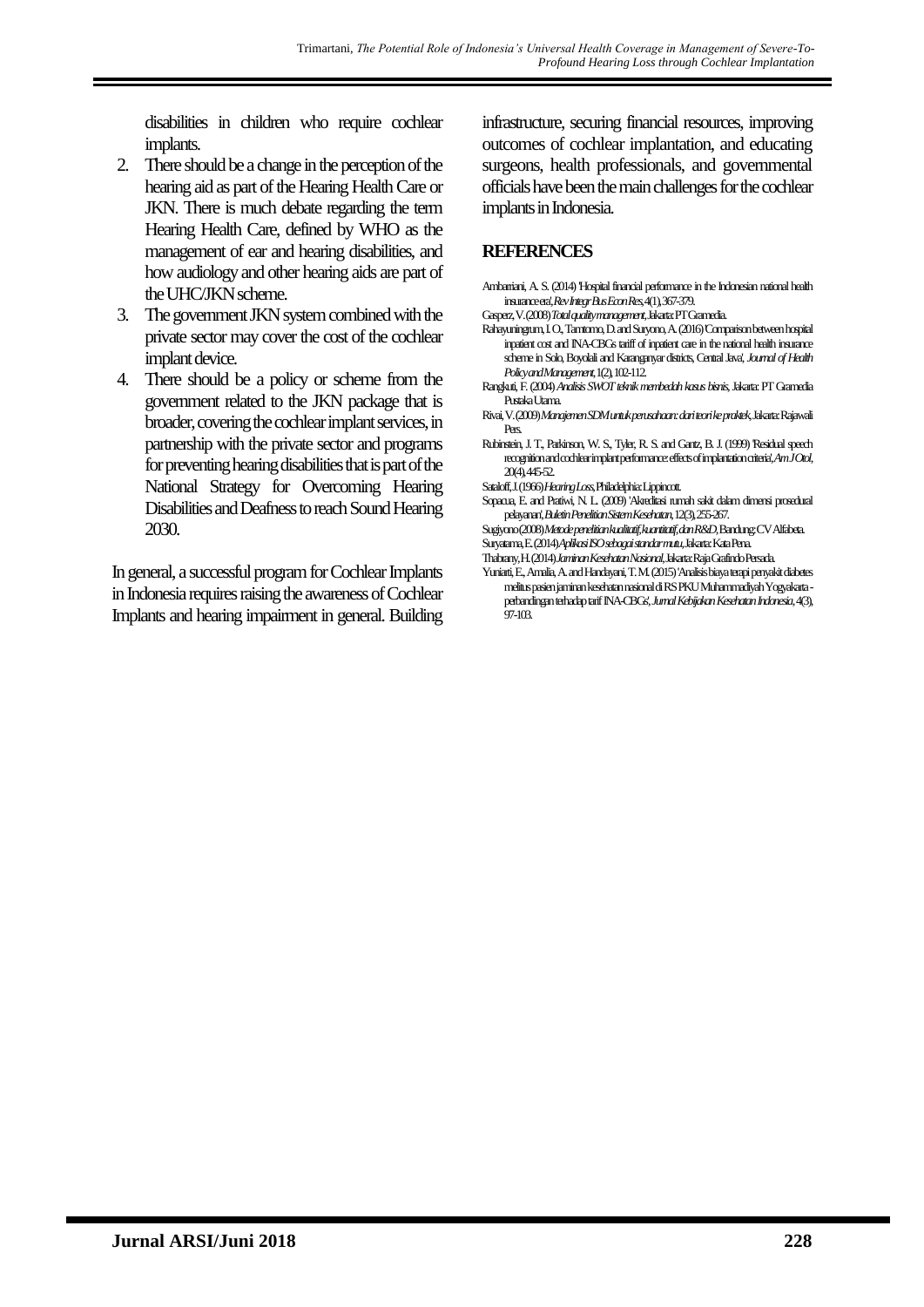disabilities in children who require cochlear implants.

2. There should be a change in the perception of the hearing aid as part of the Hearing Health Care or JKN. There is much debate regarding the term Hearing Health Care, defined by WHO as the management of ear and hearing disabilities, and how audiology and other hearing aids are part of the UHC/JKN scheme.
3. The government JKN system combined with the private sector may cover the cost of the cochlear implant device.
4. There should be a policy or scheme from the government related to the JKN package that is broader, covering the cochlear implant services, in partnership with the private sector and programs for preventing hearing disabilities that is part of the National Strategy for Overcoming Hearing Disabilities and Deafness to reach Sound Hearing 2030.

In general, a successful program for Cochlear Implants in Indonesia requires raising the awareness of Cochlear Implants and hearing impairment in general. Building infrastructure, securing financial resources, improving outcomes of cochlear implantation, and educating surgeons, health professionals, and governmental officials have been the main challenges for the cochlear implants in Indonesia.

## REFERENCES

Ambarriani, A. S. (2014) 'Hospital financial performance in the Indonesian national health insurance era', *Rev Integr Bus Econ Res*, 4(1), 367-379.

Gasperz, V. (2008) *Total quality management*, Jakarta: PT Gramedia.

Rahayuningrum, I. O., Tamtomo, D. and Suryono, A. (2016) 'Comparison between hospital inpatient cost and INA-CBGs tariff of inpatient care in the national health insurance scheme in Solo, Boyolali and Karanganyar districts, Central Java', *Journal of Health Policy and Management*, 1(2), 102-112.

Rangkuti, F. (2004) *Analisis SWOT teknik membedah kasus bisnis*, Jakarta: PT Gramedia Pustaka Utama.

Rivai, V. (2009) *Manajemen SDM untuk perusahaan: dari teori ke praktek*, Jakarta: Rajawali Pers.

Rubinstein, J. T., Parkinson, W. S., Tyler, R. S. and Gantz, B. J. (1999) 'Residual speech recognition and cochlear implant performance: effects of implantation criteria', *Am J Otol*, 20(4), 445-52.

Sataloff, J. (1966) *Hearing Loss*, Philadelphia: Lippincott.

Sopacua, E. and Pratiwi, N. L. (2009) 'Akreditasi rumah sakit dalam dimensi prosedural pelayanan', *Buletin Penelitian Sistem Kesehatan*, 12(3), 255-267.

Sugiyono (2008) *Metode penelitian kualitatif, kuantitatif, dan R&D*, Bandung: CV Alfabeta.

Suryatama, E. (2014) *Aplikasi ISO sebagai standar mutu*, Jakarta: Kata Pena.

Thabrany, H. (2014) *Jaminan Kesehatan Nasional*, Jakarta: Raja Grafindo Persada.

Yuniarti, E., Amalia, A. and Handayani, T. M. (2015) 'Analisis biaya terapi penyakit diabetes melitus pasien jaminan kesehatan nasional di RS PKU Muhammadiyah Yogyakarta - perbandingan terhadap tarif INA-CBGs', *Jurnal Kebijakan Kesehatan Indonesia*, 4(3), 97-103.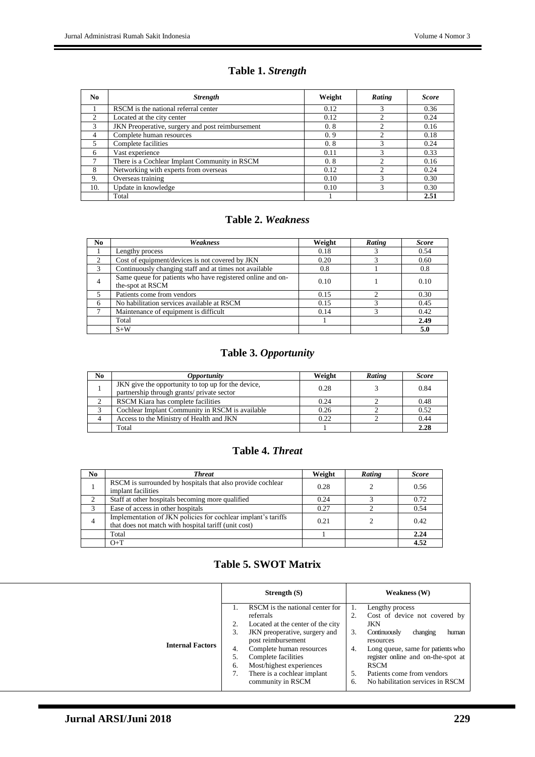## Table 1. *Strength*

| No | *Strength* | Weight | *Rating* | *Score* |
|---|---|---|---|---|
| 1 | RSCM is the national referral center | 0.12 | 3 | 0.36 |
| 2 | Located at the city center | 0.12 | 2 | 0.24 |
| 3 | JKN Preoperative, surgery and post reimbursement | 0. 8 | 2 | 0.16 |
| 4 | Complete human resources | 0. 9 | 2 | 0.18 |
| 5 | Complete facilities | 0. 8 | 3 | 0.24 |
| 6 | Vast experience | 0.11 | 3 | 0.33 |
| 7 | There is a Cochlear Implant Community in RSCM | 0. 8 | 2 | 0.16 |
| 8 | Networking with experts from overseas | 0.12 | 2 | 0.24 |
| 9. | Overseas training | 0.10 | 3 | 0.30 |
| 10. | Update in knowledge | 0.10 | 3 | 0.30 |
| | Total | 1 | | **2.51** |

## Table 2. *Weakness*

| No | *Weakness* | Weight | *Rating* | *Score* |
|---|---|---|---|---|
| 1 | Lengthy process | 0.18 | 3 | 0.54 |
| 2 | Cost of equipment/devices is not covered by JKN | 0.20 | 3 | 0.60 |
| 3 | Continuously changing staff and at times not available | 0.8 | 1 | 0.8 |
| 4 | Same queue for patients who have registered online and on-the-spot at RSCM | 0.10 | 1 | 0.10 |
| 5 | Patients come from vendors | 0.15 | 2 | 0.30 |
| 6 | No habilitation services available at RSCM | 0.15 | 3 | 0.45 |
| 7 | Maintenance of equipment is difficult | 0.14 | 3 | 0.42 |
| | Total | 1 | | **2.49** |
| | S+W | | | **5.0** |

## Table 3. *Opportunity*

| No | *Opportunity* | Weight | *Rating* | *Score* |
|---|---|---|---|---|
| 1 | JKN give the opportunity to top up for the device, partnership through grants/ private sector | 0.28 | 3 | 0.84 |
| 2 | RSCM Kiara has complete facilities | 0.24 | 2 | 0.48 |
| 3 | Cochlear Implant Community in RSCM is available | 0.26 | 2 | 0.52 |
| 4 | Access to the Ministry of Health and JKN | 0.22 | 2 | 0.44 |
| | Total | 1 | | **2.28** |

## Table 4. *Threat*

| No | *Threat* | Weight | *Rating* | *Score* |
|---|---|---|---|---|
| 1 | RSCM is surrounded by hospitals that also provide cochlear implant facilities | 0.28 | 2 | 0.56 |
| 2 | Staff at other hospitals becoming more qualified | 0.24 | 3 | 0.72 |
| 3 | Ease of access in other hospitals | 0.27 | 2 | 0.54 |
| 4 | Implementation of JKN policies for cochlear implant's tariffs that does not match with hospital tariff (unit cost) | 0.21 | 2 | 0.42 |
| | Total | 1 | | **2.24** |
| | O+T | | | **4.52** |

## Table 5. SWOT Matrix

| | **Strength (S)** | **Weakness (W)** |
|---|---|---|
| **Internal Factors** | 1. RSCM is the national center for referrals<br>2. Located at the center of the city<br>3. JKN preoperative, surgery and post reimbursement<br>4. Complete human resources<br>5. Complete facilities<br>6. Most/highest experiences<br>7. There is a cochlear implant community in RSCM | 1. Lengthy process<br>2. Cost of device not covered by JKN<br>3. Continuously changing human resources<br>4. Long queue, same for patients who register online and on-the-spot at RSCM<br>5. Patients come from vendors<br>6. No habilitation services in RSCM |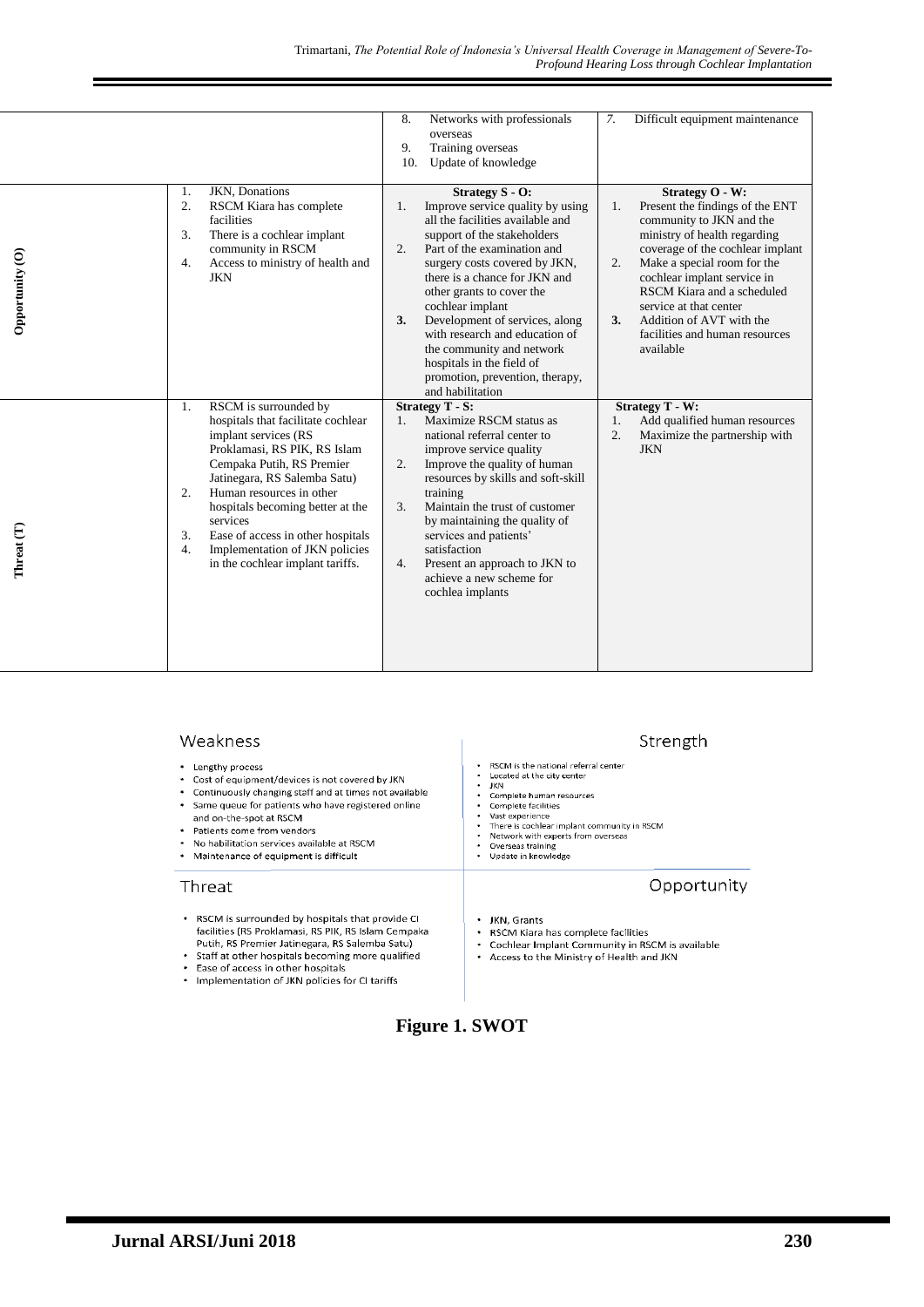| | | | |
|---|---|---|---|
| | | 8. Networks with professionals overseas<br>9. Training overseas<br>10. Update of knowledge | 7. Difficult equipment maintenance |
| **Opportunity (O)** | 1. JKN, Donations<br>2. RSCM Kiara has complete facilities<br>3. There is a cochlear implant community in RSCM<br>4. Access to ministry of health and JKN | **Strategy S - O:**<br>1. Improve service quality by using all the facilities available and support of the stakeholders<br>2. Part of the examination and surgery costs covered by JKN, there is a chance for JKN and other grants to cover the cochlear implant<br>**3.** Development of services, along with research and education of the community and network hospitals in the field of promotion, prevention, therapy, and habilitation | **Strategy O - W:**<br>1. Present the findings of the ENT community to JKN and the ministry of health regarding coverage of the cochlear implant<br>2. Make a special room for the cochlear implant service in RSCM Kiara and a scheduled service at that center<br>**3.** Addition of AVT with the facilities and human resources available |
| **Threat (T)** | 1. RSCM is surrounded by hospitals that facilitate cochlear implant services (RS Proklamasi, RS PIK, RS Islam Cempaka Putih, RS Premier Jatinegara, RS Salemba Satu)<br>2. Human resources in other hospitals becoming better at the services<br>3. Ease of access in other hospitals<br>4. Implementation of JKN policies in the cochlear implant tariffs. | **Strategy T - S:**<br>1. Maximize RSCM status as national referral center to improve service quality<br>2. Improve the quality of human resources by skills and soft-skill training<br>3. Maintain the trust of customer by maintaining the quality of services and patients' satisfaction<br>4. Present an approach to JKN to achieve a new scheme for cochlea implants | **Strategy T - W:**<br>1. Add qualified human resources<br>2. Maximize the partnership with JKN |

| Weakness | Strength |
|---|---|
| • Lengthy process<br>• Cost of equipment/devices is not covered by JKN<br>• Continuously changing staff and at times not available<br>• Same queue for patients who have registered online and on-the-spot at RSCM<br>• Patients come from vendors<br>• No habilitation services available at RSCM<br>• Maintenance of equipment is difficult | • RSCM is the national referral center<br>• Located at the city center<br>• JKN<br>• Complete human resources<br>• Complete facilities<br>• Vast experience<br>• There is cochlear implant community in RSCM<br>• Network with experts from overseas<br>• Overseas training<br>• Update in knowledge |
| **Threat** | **Opportunity** |
| • RSCM is surrounded by hospitals that provide CI facilities (RS Proklamasi, RS PIK, RS Islam Cempaka Putih, RS Premier Jatinegara, RS Salemba Satu)<br>• Staff at other hospitals becoming more qualified<br>• Ease of access in other hospitals<br>• Implementation of JKN policies for CI tariffs | • JKN, Grants<br>• RSCM Kiara has complete facilities<br>• Cochlear Implant Community in RSCM is available<br>• Access to the Ministry of Health and JKN |

**Figure 1. SWOT**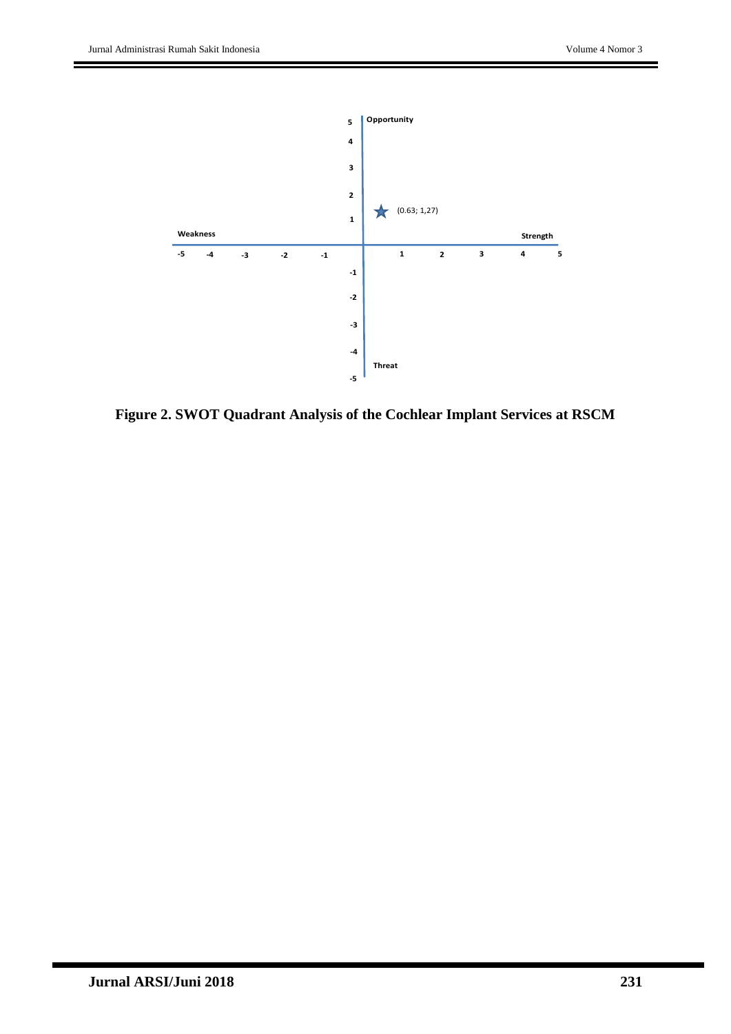5 Opportunity

4

3

2

(0.63; 1,27)

1

Weakness

Strength

-5 -4 -3 -2 -1 1 2 3 4 5

-1

-2

-3

-4

Threat

-5

**Figure 2. SWOT Quadrant Analysis of the Cochlear Implant Services at RSCM**